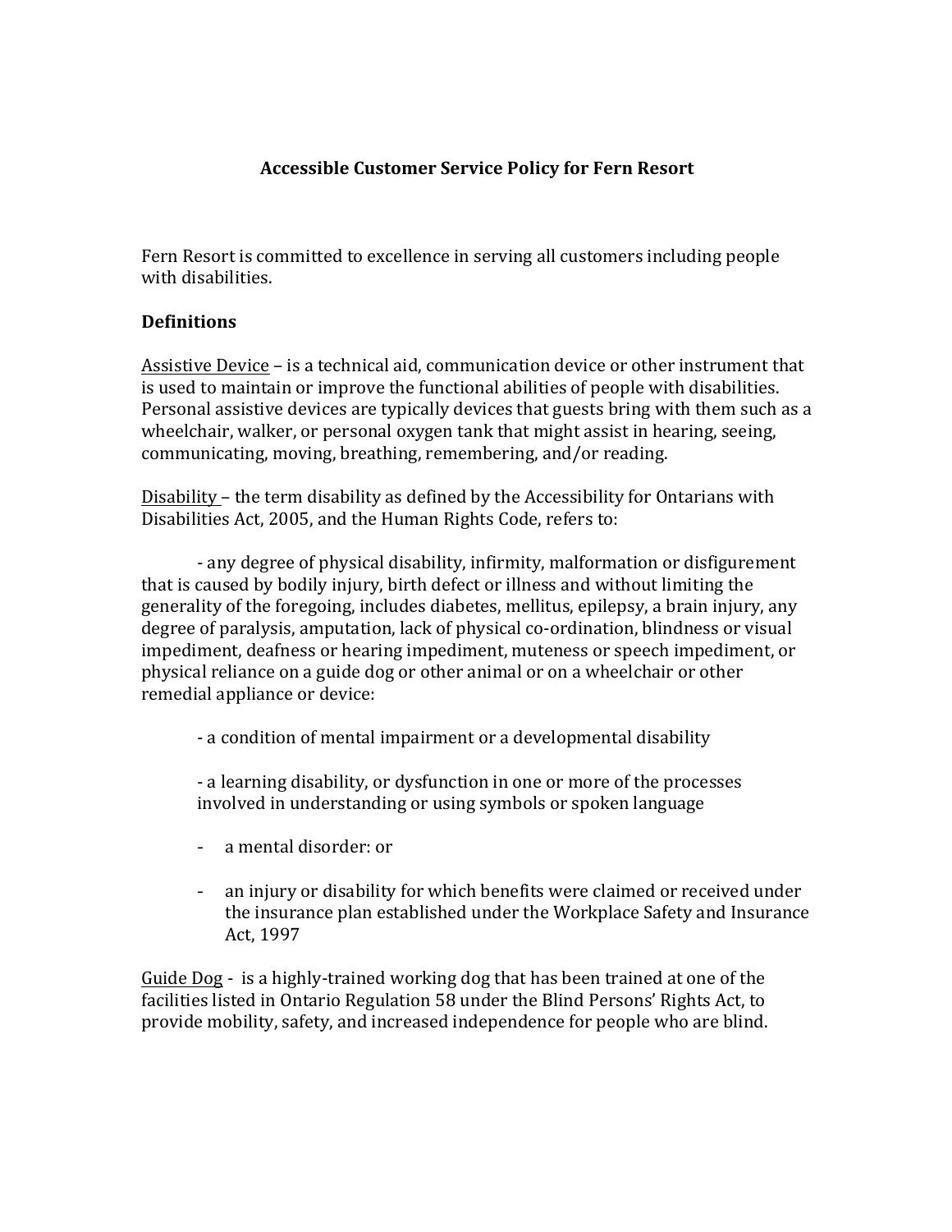# Accessible Customer Service Policy for Fern Resort

Fern Resort is committed to excellence in serving all customers including people with disabilities.

## Definitions

Assistive Device – is a technical aid, communication device or other instrument that is used to maintain or improve the functional abilities of people with disabilities. Personal assistive devices are typically devices that guests bring with them such as a wheelchair, walker, or personal oxygen tank that might assist in hearing, seeing, communicating, moving, breathing, remembering, and/or reading.

Disability – the term disability as defined by the Accessibility for Ontarians with Disabilities Act, 2005, and the Human Rights Code, refers to:

- any degree of physical disability, infirmity, malformation or disfigurement that is caused by bodily injury, birth defect or illness and without limiting the generality of the foregoing, includes diabetes, mellitus, epilepsy, a brain injury, any degree of paralysis, amputation, lack of physical co-ordination, blindness or visual impediment, deafness or hearing impediment, muteness or speech impediment, or physical reliance on a guide dog or other animal or on a wheelchair or other remedial appliance or device:
- a condition of mental impairment or a developmental disability
- a learning disability, or dysfunction in one or more of the processes involved in understanding or using symbols or spoken language
- a mental disorder: or
- an injury or disability for which benefits were claimed or received under the insurance plan established under the Workplace Safety and Insurance Act, 1997

Guide Dog - is a highly-trained working dog that has been trained at one of the facilities listed in Ontario Regulation 58 under the Blind Persons' Rights Act, to provide mobility, safety, and increased independence for people who are blind.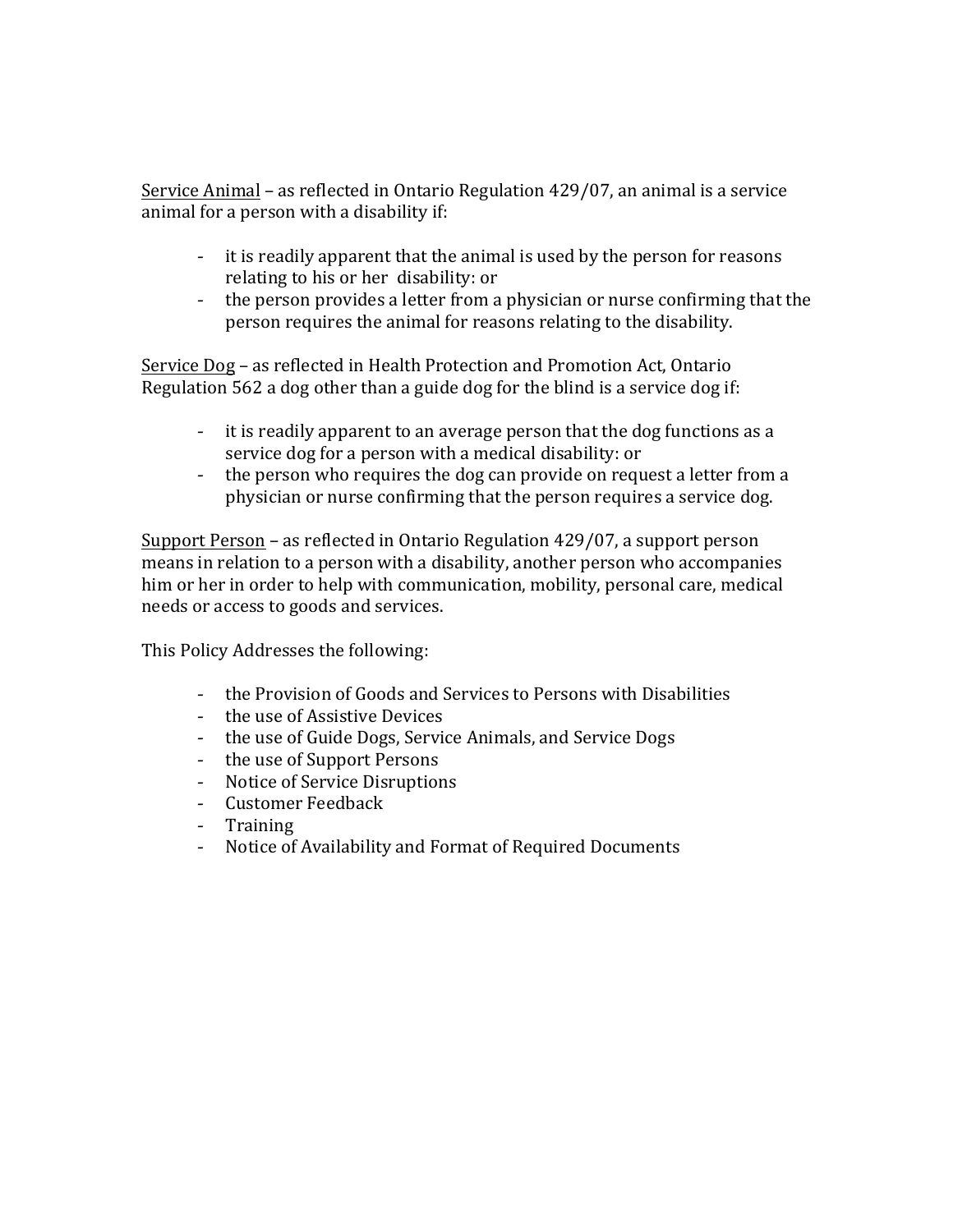Service Animal – as reflected in Ontario Regulation 429/07, an animal is a service animal for a person with a disability if:

- it is readily apparent that the animal is used by the person for reasons relating to his or her disability: or
- the person provides a letter from a physician or nurse confirming that the person requires the animal for reasons relating to the disability.

Service Dog – as reflected in Health Protection and Promotion Act, Ontario Regulation 562 a dog other than a guide dog for the blind is a service dog if:

- it is readily apparent to an average person that the dog functions as a service dog for a person with a medical disability: or
- the person who requires the dog can provide on request a letter from a physician or nurse confirming that the person requires a service dog.

Support Person – as reflected in Ontario Regulation 429/07, a support person means in relation to a person with a disability, another person who accompanies him or her in order to help with communication, mobility, personal care, medical needs or access to goods and services.

This Policy Addresses the following:

- the Provision of Goods and Services to Persons with Disabilities
- the use of Assistive Devices
- the use of Guide Dogs, Service Animals, and Service Dogs
- the use of Support Persons
- Notice of Service Disruptions
- Customer Feedback
- Training
- Notice of Availability and Format of Required Documents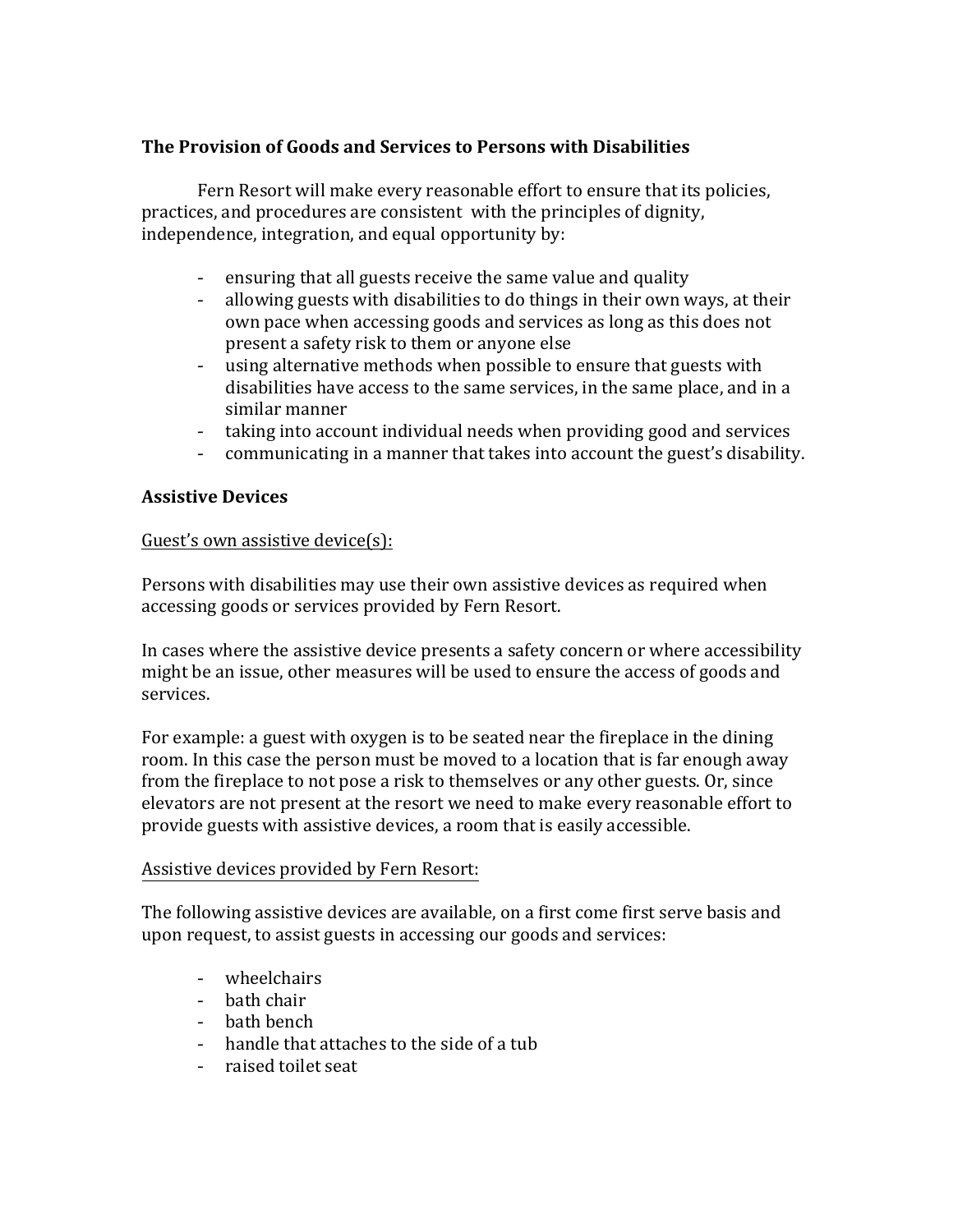**The Provision of Goods and Services to Persons with Disabilities**

Fern Resort will make every reasonable effort to ensure that its policies, practices, and procedures are consistent with the principles of dignity, independence, integration, and equal opportunity by:

- ensuring that all guests receive the same value and quality
- allowing guests with disabilities to do things in their own ways, at their own pace when accessing goods and services as long as this does not present a safety risk to them or anyone else
- using alternative methods when possible to ensure that guests with disabilities have access to the same services, in the same place, and in a similar manner
- taking into account individual needs when providing good and services
- communicating in a manner that takes into account the guest's disability.

**Assistive Devices**

Guest's own assistive device(s):

Persons with disabilities may use their own assistive devices as required when accessing goods or services provided by Fern Resort.

In cases where the assistive device presents a safety concern or where accessibility might be an issue, other measures will be used to ensure the access of goods and services.

For example: a guest with oxygen is to be seated near the fireplace in the dining room. In this case the person must be moved to a location that is far enough away from the fireplace to not pose a risk to themselves or any other guests. Or, since elevators are not present at the resort we need to make every reasonable effort to provide guests with assistive devices, a room that is easily accessible.

Assistive devices provided by Fern Resort:

The following assistive devices are available, on a first come first serve basis and upon request, to assist guests in accessing our goods and services:

- wheelchairs
- bath chair
- bath bench
- handle that attaches to the side of a tub
- raised toilet seat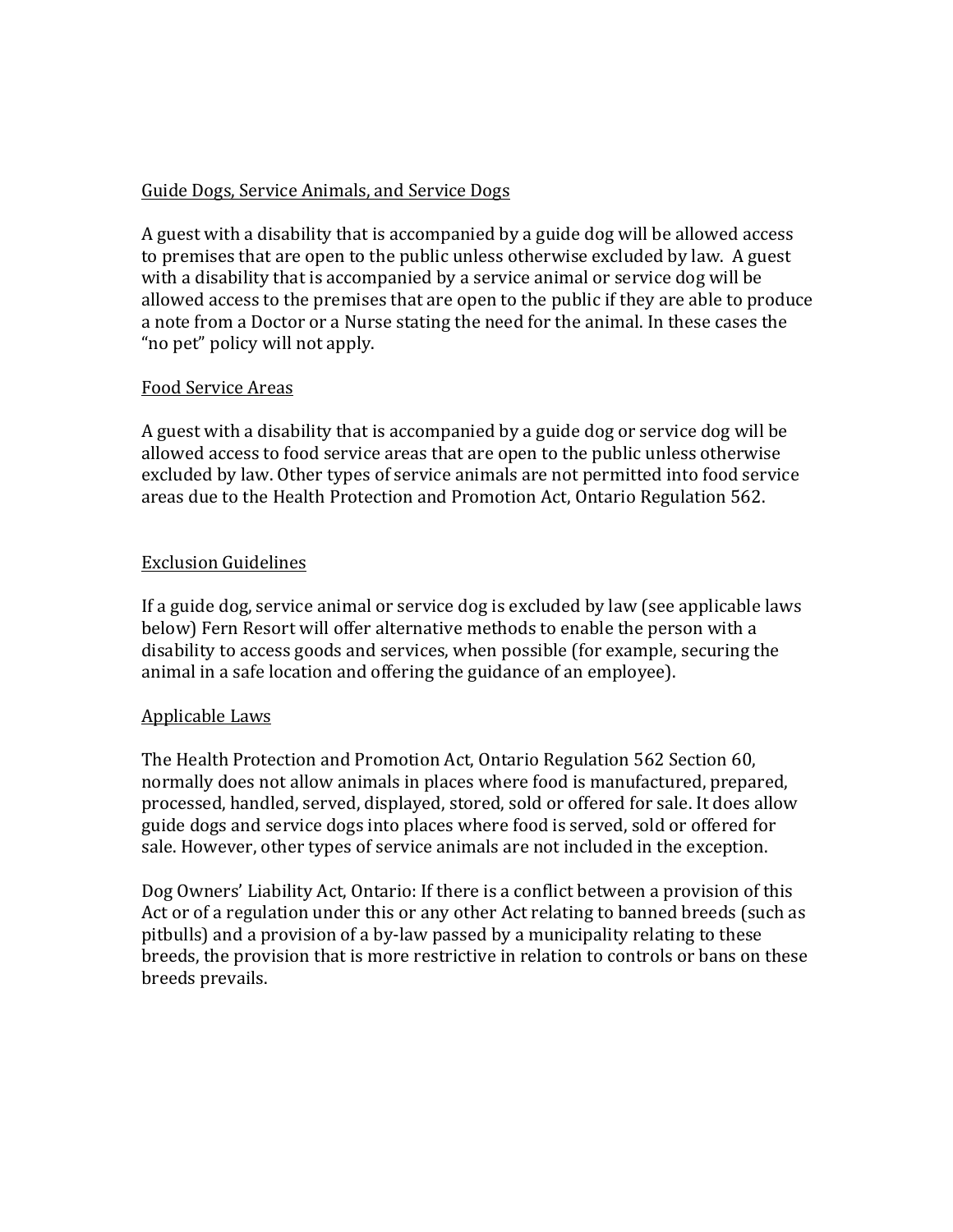## Guide Dogs, Service Animals, and Service Dogs

A guest with a disability that is accompanied by a guide dog will be allowed access to premises that are open to the public unless otherwise excluded by law. A guest with a disability that is accompanied by a service animal or service dog will be allowed access to the premises that are open to the public if they are able to produce a note from a Doctor or a Nurse stating the need for the animal. In these cases the "no pet" policy will not apply.

## Food Service Areas

A guest with a disability that is accompanied by a guide dog or service dog will be allowed access to food service areas that are open to the public unless otherwise excluded by law. Other types of service animals are not permitted into food service areas due to the Health Protection and Promotion Act, Ontario Regulation 562.

## Exclusion Guidelines

If a guide dog, service animal or service dog is excluded by law (see applicable laws below) Fern Resort will offer alternative methods to enable the person with a disability to access goods and services, when possible (for example, securing the animal in a safe location and offering the guidance of an employee).

## Applicable Laws

The Health Protection and Promotion Act, Ontario Regulation 562 Section 60, normally does not allow animals in places where food is manufactured, prepared, processed, handled, served, displayed, stored, sold or offered for sale. It does allow guide dogs and service dogs into places where food is served, sold or offered for sale. However, other types of service animals are not included in the exception.

Dog Owners' Liability Act, Ontario: If there is a conflict between a provision of this Act or of a regulation under this or any other Act relating to banned breeds (such as pitbulls) and a provision of a by-law passed by a municipality relating to these breeds, the provision that is more restrictive in relation to controls or bans on these breeds prevails.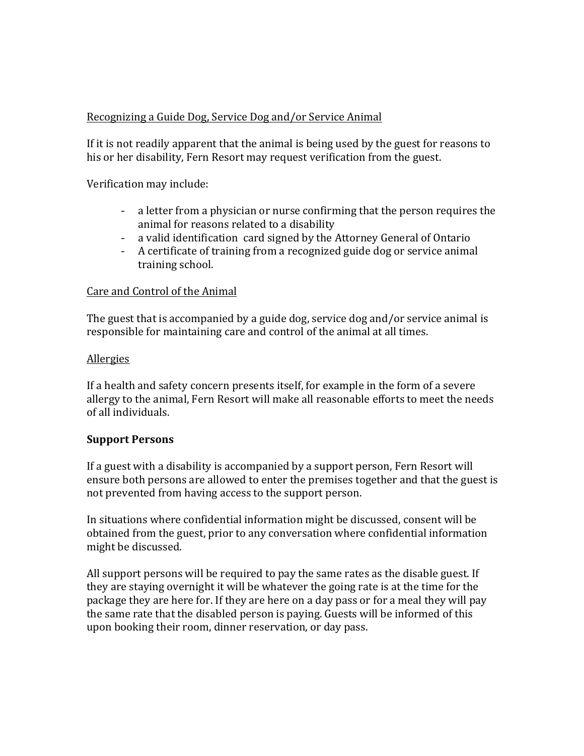Recognizing a Guide Dog, Service Dog and/or Service Animal

If it is not readily apparent that the animal is being used by the guest for reasons to his or her disability, Fern Resort may request verification from the guest.

Verification may include:

- a letter from a physician or nurse confirming that the person requires the animal for reasons related to a disability
- a valid identification card signed by the Attorney General of Ontario
- A certificate of training from a recognized guide dog or service animal training school.

Care and Control of the Animal

The guest that is accompanied by a guide dog, service dog and/or service animal is responsible for maintaining care and control of the animal at all times.

Allergies

If a health and safety concern presents itself, for example in the form of a severe allergy to the animal, Fern Resort will make all reasonable efforts to meet the needs of all individuals.

**Support Persons**

If a guest with a disability is accompanied by a support person, Fern Resort will ensure both persons are allowed to enter the premises together and that the guest is not prevented from having access to the support person.

In situations where confidential information might be discussed, consent will be obtained from the guest, prior to any conversation where confidential information might be discussed.

All support persons will be required to pay the same rates as the disable guest. If they are staying overnight it will be whatever the going rate is at the time for the package they are here for. If they are here on a day pass or for a meal they will pay the same rate that the disabled person is paying. Guests will be informed of this upon booking their room, dinner reservation, or day pass.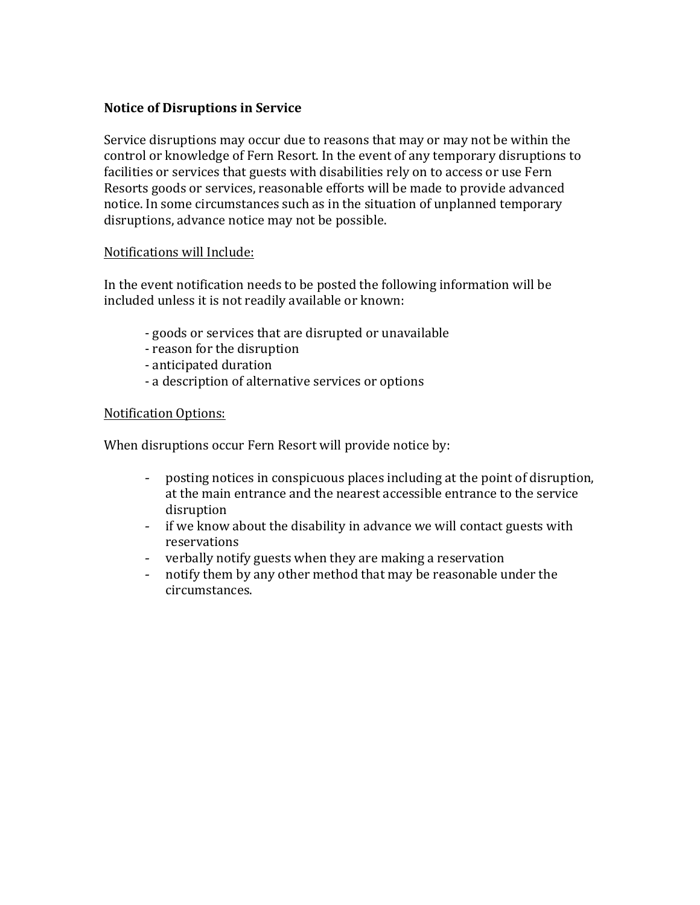**Notice of Disruptions in Service**

Service disruptions may occur due to reasons that may or may not be within the control or knowledge of Fern Resort. In the event of any temporary disruptions to facilities or services that guests with disabilities rely on to access or use Fern Resorts goods or services, reasonable efforts will be made to provide advanced notice. In some circumstances such as in the situation of unplanned temporary disruptions, advance notice may not be possible.

<u>Notifications will Include:</u>

In the event notification needs to be posted the following information will be included unless it is not readily available or known:

- goods or services that are disrupted or unavailable
- reason for the disruption
- anticipated duration
- a description of alternative services or options

<u>Notification Options:</u>

When disruptions occur Fern Resort will provide notice by:

- posting notices in conspicuous places including at the point of disruption, at the main entrance and the nearest accessible entrance to the service disruption
- if we know about the disability in advance we will contact guests with reservations
- verbally notify guests when they are making a reservation
- notify them by any other method that may be reasonable under the circumstances.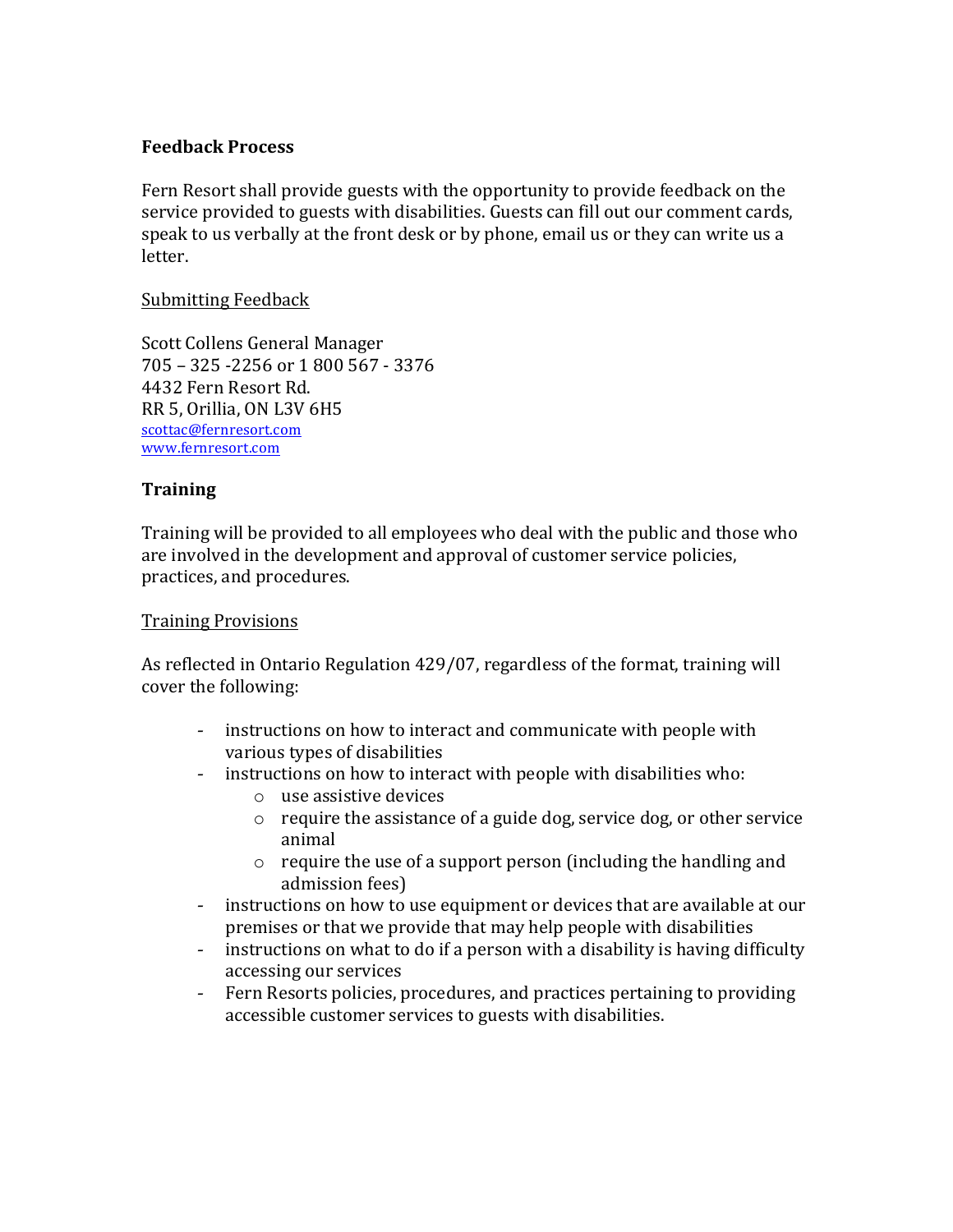**Feedback Process**

Fern Resort shall provide guests with the opportunity to provide feedback on the service provided to guests with disabilities. Guests can fill out our comment cards, speak to us verbally at the front desk or by phone, email us or they can write us a letter.

Submitting Feedback

Scott Collens General Manager
705 – 325 -2256 or 1 800 567 - 3376
4432 Fern Resort Rd.
RR 5, Orillia, ON L3V 6H5
scottac@fernresort.com
www.fernresort.com

**Training**

Training will be provided to all employees who deal with the public and those who are involved in the development and approval of customer service policies, practices, and procedures.

Training Provisions

As reflected in Ontario Regulation 429/07, regardless of the format, training will cover the following:

- instructions on how to interact and communicate with people with various types of disabilities
- instructions on how to interact with people with disabilities who:
  - use assistive devices
  - require the assistance of a guide dog, service dog, or other service animal
  - require the use of a support person (including the handling and admission fees)
- instructions on how to use equipment or devices that are available at our premises or that we provide that may help people with disabilities
- instructions on what to do if a person with a disability is having difficulty accessing our services
- Fern Resorts policies, procedures, and practices pertaining to providing accessible customer services to guests with disabilities.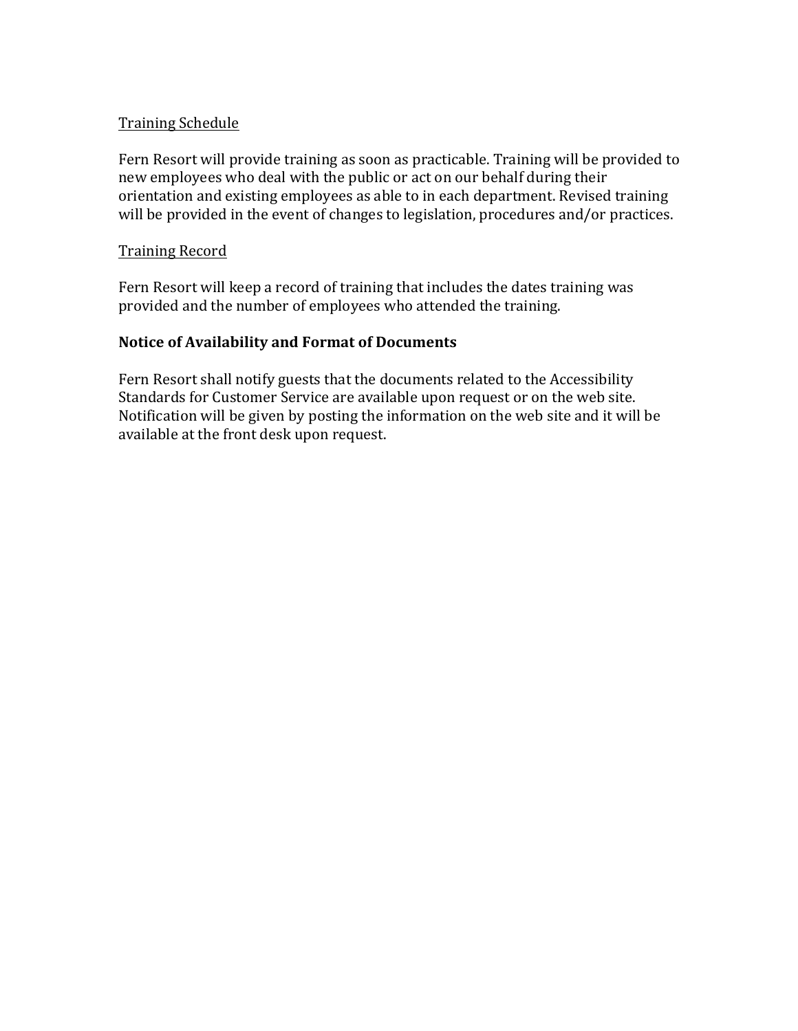<u>Training Schedule</u>

Fern Resort will provide training as soon as practicable. Training will be provided to new employees who deal with the public or act on our behalf during their orientation and existing employees as able to in each department. Revised training will be provided in the event of changes to legislation, procedures and/or practices.

<u>Training Record</u>

Fern Resort will keep a record of training that includes the dates training was provided and the number of employees who attended the training.

**Notice of Availability and Format of Documents**

Fern Resort shall notify guests that the documents related to the Accessibility Standards for Customer Service are available upon request or on the web site. Notification will be given by posting the information on the web site and it will be available at the front desk upon request.